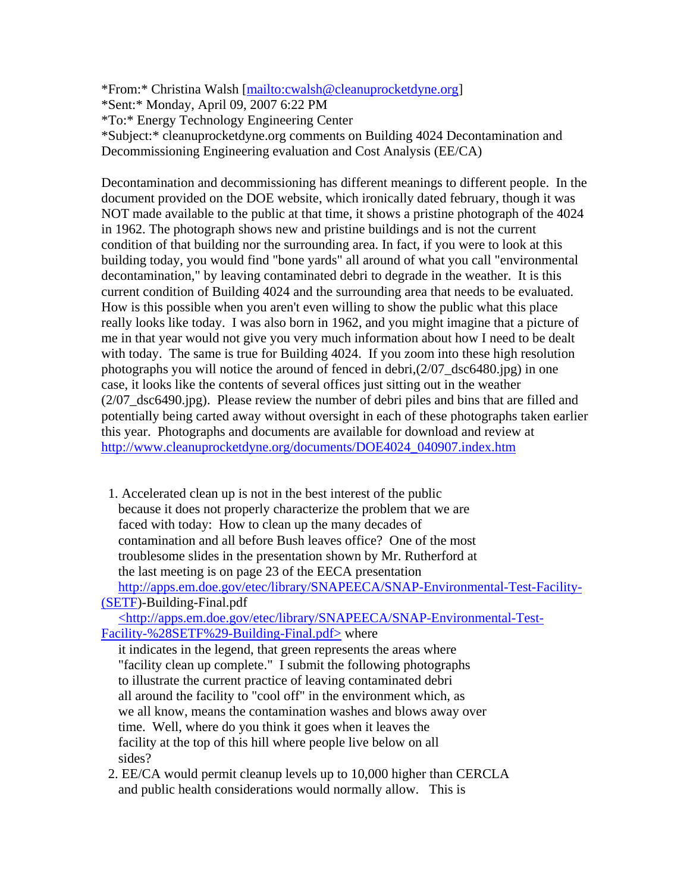*From:* Christina Walsh [mailto:cwalsh@cleanuprocketdyne.org]
*Sent:* Monday, April 09, 2007 6:22 PM
*To:* Energy Technology Engineering Center
*Subject:* cleanuprocketdyne.org comments on Building 4024 Decontamination and Decommissioning Engineering evaluation and Cost Analysis (EE/CA)

Decontamination and decommissioning has different meanings to different people. In the document provided on the DOE website, which ironically dated february, though it was NOT made available to the public at that time, it shows a pristine photograph of the 4024 in 1962. The photograph shows new and pristine buildings and is not the current condition of that building nor the surrounding area. In fact, if you were to look at this building today, you would find "bone yards" all around of what you call "environmental decontamination," by leaving contaminated debri to degrade in the weather. It is this current condition of Building 4024 and the surrounding area that needs to be evaluated. How is this possible when you aren't even willing to show the public what this place really looks like today. I was also born in 1962, and you might imagine that a picture of me in that year would not give you very much information about how I need to be dealt with today. The same is true for Building 4024. If you zoom into these high resolution photographs you will notice the around of fenced in debri,(2/07_dsc6480.jpg) in one case, it looks like the contents of several offices just sitting out in the weather (2/07_dsc6490.jpg). Please review the number of debri piles and bins that are filled and potentially being carted away without oversight in each of these photographs taken earlier this year. Photographs and documents are available for download and review at http://www.cleanuprocketdyne.org/documents/DOE4024_040907.index.htm

1. Accelerated clean up is not in the best interest of the public because it does not properly characterize the problem that we are faced with today: How to clean up the many decades of contamination and all before Bush leaves office? One of the most troublesome slides in the presentation shown by Mr. Rutherford at the last meeting is on page 23 of the EECA presentation http://apps.em.doe.gov/etec/library/SNAPEECA/SNAP-Environmental-Test-Facility-(SETF)-Building-Final.pdf <http://apps.em.doe.gov/etec/library/SNAPEECA/SNAP-Environmental-Test-Facility-%28SETF%29-Building-Final.pdf> where it indicates in the legend, that green represents the areas where "facility clean up complete." I submit the following photographs to illustrate the current practice of leaving contaminated debri all around the facility to "cool off" in the environment which, as we all know, means the contamination washes and blows away over time. Well, where do you think it goes when it leaves the facility at the top of this hill where people live below on all sides?
2. EE/CA would permit cleanup levels up to 10,000 higher than CERCLA and public health considerations would normally allow. This is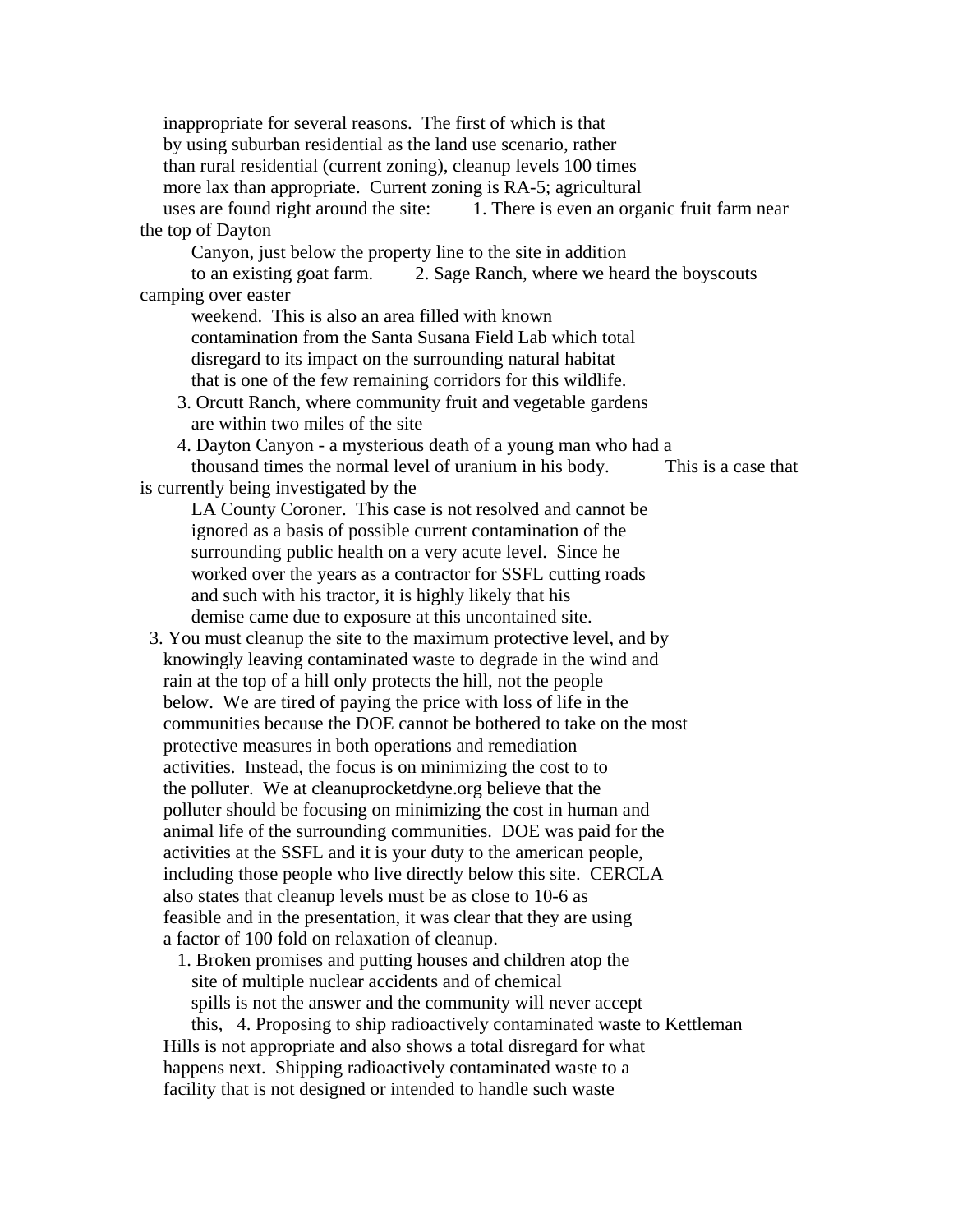inappropriate for several reasons. The first of which is that by using suburban residential as the land use scenario, rather than rural residential (current zoning), cleanup levels 100 times more lax than appropriate. Current zoning is RA-5; agricultural uses are found right around the site:

1. There is even an organic fruit farm near the top of Dayton Canyon, just below the property line to the site in addition to an existing goat farm.
2. Sage Ranch, where we heard the boyscouts camping over easter weekend. This is also an area filled with known contamination from the Santa Susana Field Lab which total disregard to its impact on the surrounding natural habitat that is one of the few remaining corridors for this wildlife.
3. Orcutt Ranch, where community fruit and vegetable gardens are within two miles of the site
4. Dayton Canyon - a mysterious death of a young man who had a thousand times the normal level of uranium in his body. This is a case that is currently being investigated by the LA County Coroner. This case is not resolved and cannot be ignored as a basis of possible current contamination of the surrounding public health on a very acute level. Since he worked over the years as a contractor for SSFL cutting roads and such with his tractor, it is highly likely that his demise came due to exposure at this uncontained site.

3. You must cleanup the site to the maximum protective level, and by knowingly leaving contaminated waste to degrade in the wind and rain at the top of a hill only protects the hill, not the people below. We are tired of paying the price with loss of life in the communities because the DOE cannot be bothered to take on the most protective measures in both operations and remediation activities. Instead, the focus is on minimizing the cost to to the polluter. We at cleanuprocketdyne.org believe that the polluter should be focusing on minimizing the cost in human and animal life of the surrounding communities. DOE was paid for the activities at the SSFL and it is your duty to the american people, including those people who live directly below this site. CERCLA also states that cleanup levels must be as close to 10-6 as feasible and in the presentation, it was clear that they are using a factor of 100 fold on relaxation of cleanup.

1. Broken promises and putting houses and children atop the site of multiple nuclear accidents and of chemical spills is not the answer and the community will never accept this,

4. Proposing to ship radioactively contaminated waste to Kettleman Hills is not appropriate and also shows a total disregard for what happens next. Shipping radioactively contaminated waste to a facility that is not designed or intended to handle such waste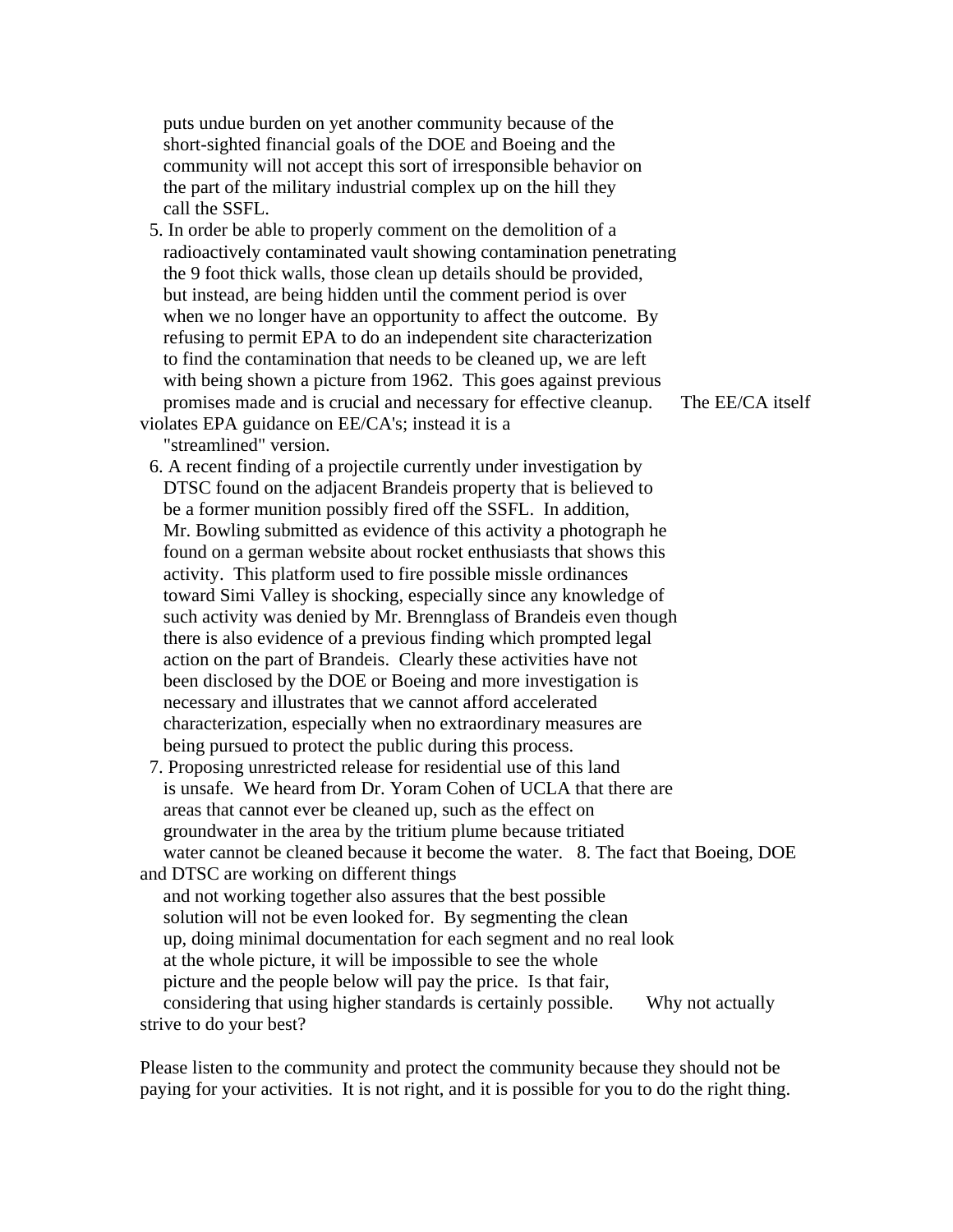puts undue burden on yet another community because of the short-sighted financial goals of the DOE and Boeing and the community will not accept this sort of irresponsible behavior on the part of the military industrial complex up on the hill they call the SSFL.

5. In order be able to properly comment on the demolition of a radioactively contaminated vault showing contamination penetrating the 9 foot thick walls, those clean up details should be provided, but instead, are being hidden until the comment period is over when we no longer have an opportunity to affect the outcome. By refusing to permit EPA to do an independent site characterization to find the contamination that needs to be cleaned up, we are left with being shown a picture from 1962. This goes against previous promises made and is crucial and necessary for effective cleanup. The EE/CA itself violates EPA guidance on EE/CA's; instead it is a "streamlined" version.

6. A recent finding of a projectile currently under investigation by DTSC found on the adjacent Brandeis property that is believed to be a former munition possibly fired off the SSFL. In addition, Mr. Bowling submitted as evidence of this activity a photograph he found on a german website about rocket enthusiasts that shows this activity. This platform used to fire possible missle ordinances toward Simi Valley is shocking, especially since any knowledge of such activity was denied by Mr. Brennglass of Brandeis even though there is also evidence of a previous finding which prompted legal action on the part of Brandeis. Clearly these activities have not been disclosed by the DOE or Boeing and more investigation is necessary and illustrates that we cannot afford accelerated characterization, especially when no extraordinary measures are being pursued to protect the public during this process.

7. Proposing unrestricted release for residential use of this land is unsafe. We heard from Dr. Yoram Cohen of UCLA that there are areas that cannot ever be cleaned up, such as the effect on groundwater in the area by the tritium plume because tritiated water cannot be cleaned because it become the water.

8. The fact that Boeing, DOE and DTSC are working on different things and not working together also assures that the best possible solution will not be even looked for. By segmenting the clean up, doing minimal documentation for each segment and no real look at the whole picture, it will be impossible to see the whole picture and the people below will pay the price. Is that fair, considering that using higher standards is certainly possible. Why not actually strive to do your best?

Please listen to the community and protect the community because they should not be paying for your activities. It is not right, and it is possible for you to do the right thing.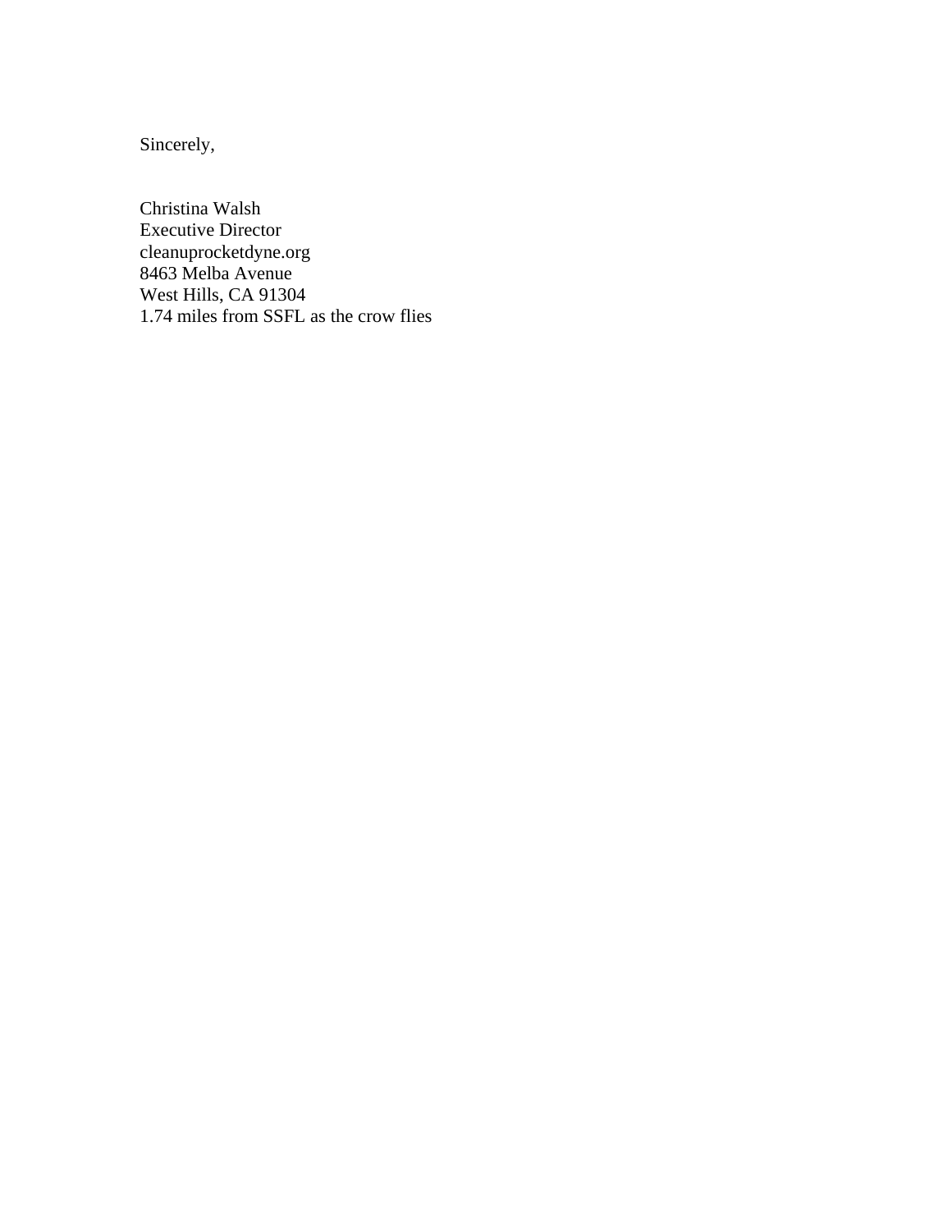Sincerely,

Christina Walsh  
Executive Director  
cleanuprocketdyne.org  
8463 Melba Avenue  
West Hills, CA 91304  
1.74 miles from SSFL as the crow flies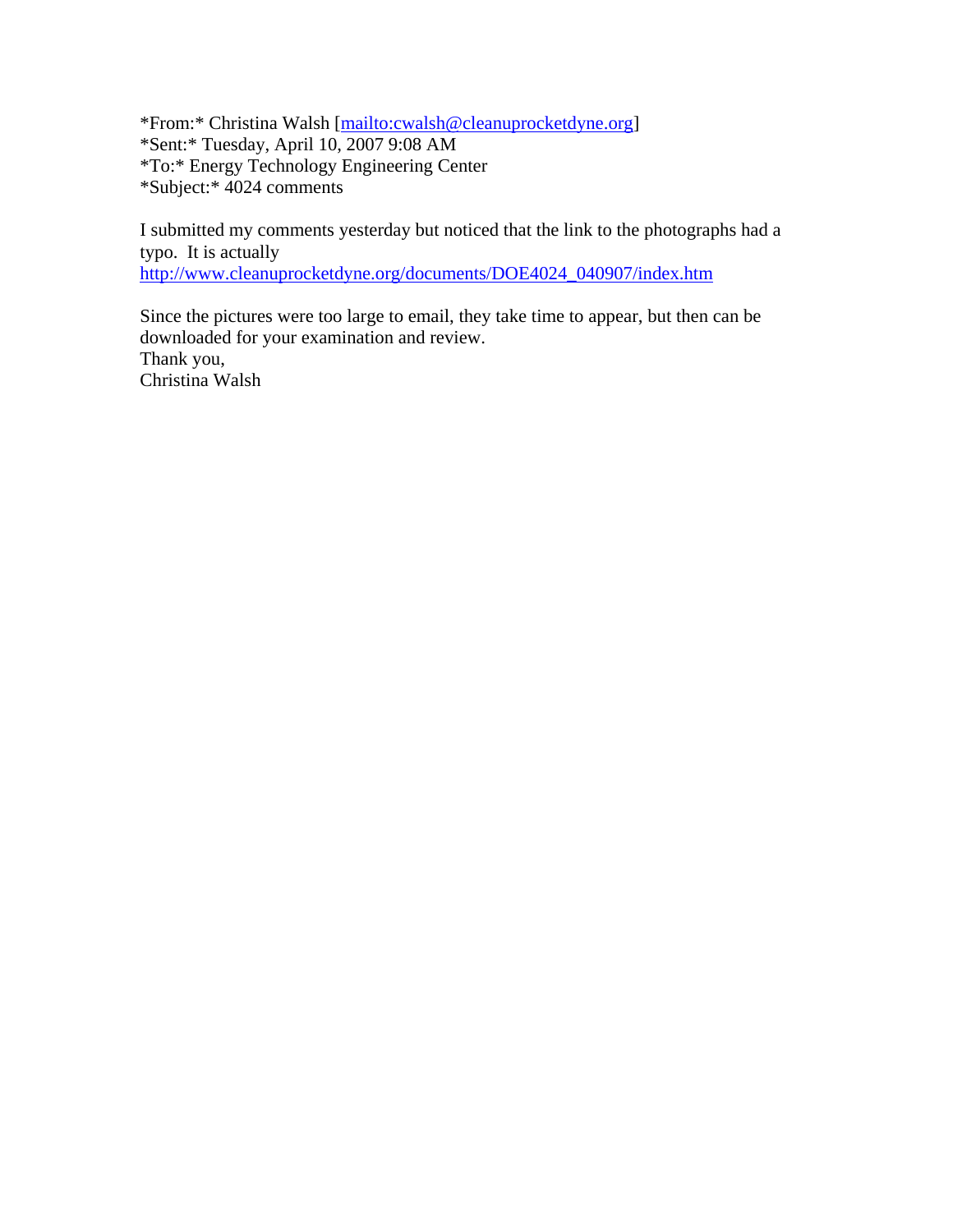*From:* Christina Walsh [mailto:cwalsh@cleanuprocketdyne.org]
*Sent:* Tuesday, April 10, 2007 9:08 AM
*To:* Energy Technology Engineering Center
*Subject:* 4024 comments

I submitted my comments yesterday but noticed that the link to the photographs had a typo. It is actually
http://www.cleanuprocketdyne.org/documents/DOE4024_040907/index.htm

Since the pictures were too large to email, they take time to appear, but then can be downloaded for your examination and review.
Thank you,
Christina Walsh